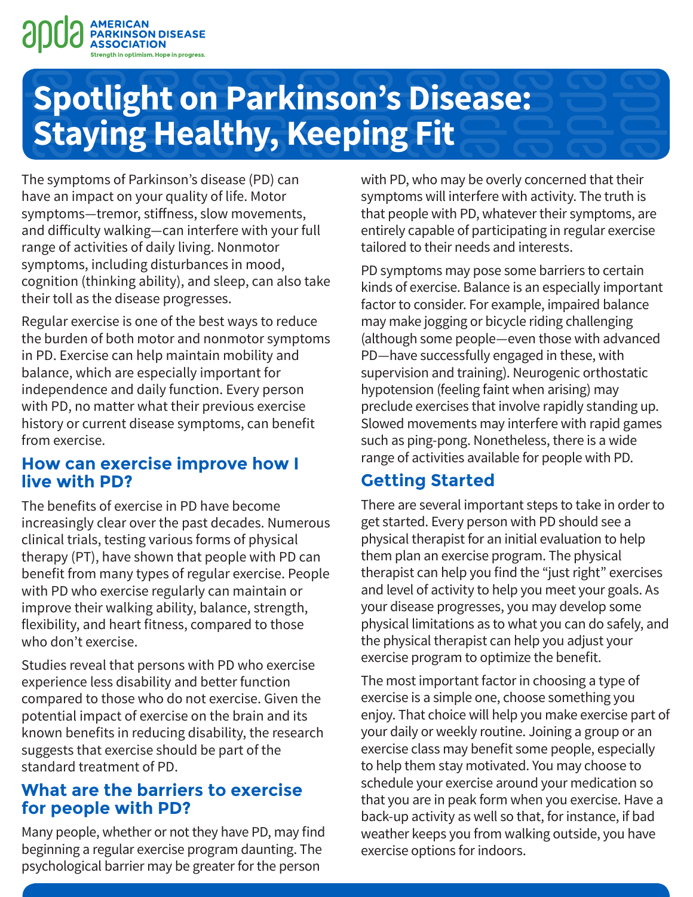AMERICAN PARKINSON DISEASE ASSOCIATION

Strength in optimism. Hope in progress.

# Spotlight on Parkinson's Disease: Staying Healthy, Keeping Fit

The symptoms of Parkinson's disease (PD) can have an impact on your quality of life. Motor symptoms—tremor, stiffness, slow movements, and difficulty walking—can interfere with your full range of activities of daily living. Nonmotor symptoms, including disturbances in mood, cognition (thinking ability), and sleep, can also take their toll as the disease progresses.

Regular exercise is one of the best ways to reduce the burden of both motor and nonmotor symptoms in PD. Exercise can help maintain mobility and balance, which are especially important for independence and daily function. Every person with PD, no matter what their previous exercise history or current disease symptoms, can benefit from exercise.

## How can exercise improve how I live with PD?

The benefits of exercise in PD have become increasingly clear over the past decades. Numerous clinical trials, testing various forms of physical therapy (PT), have shown that people with PD can benefit from many types of regular exercise. People with PD who exercise regularly can maintain or improve their walking ability, balance, strength, flexibility, and heart fitness, compared to those who don't exercise.

Studies reveal that persons with PD who exercise experience less disability and better function compared to those who do not exercise. Given the potential impact of exercise on the brain and its known benefits in reducing disability, the research suggests that exercise should be part of the standard treatment of PD.

## What are the barriers to exercise for people with PD?

Many people, whether or not they have PD, may find beginning a regular exercise program daunting. The psychological barrier may be greater for the person with PD, who may be overly concerned that their symptoms will interfere with activity. The truth is that people with PD, whatever their symptoms, are entirely capable of participating in regular exercise tailored to their needs and interests.

PD symptoms may pose some barriers to certain kinds of exercise. Balance is an especially important factor to consider. For example, impaired balance may make jogging or bicycle riding challenging (although some people—even those with advanced PD—have successfully engaged in these, with supervision and training). Neurogenic orthostatic hypotension (feeling faint when arising) may preclude exercises that involve rapidly standing up. Slowed movements may interfere with rapid games such as ping-pong. Nonetheless, there is a wide range of activities available for people with PD.

## Getting Started

There are several important steps to take in order to get started. Every person with PD should see a physical therapist for an initial evaluation to help them plan an exercise program. The physical therapist can help you find the "just right" exercises and level of activity to help you meet your goals. As your disease progresses, you may develop some physical limitations as to what you can do safely, and the physical therapist can help you adjust your exercise program to optimize the benefit.

The most important factor in choosing a type of exercise is a simple one, choose something you enjoy. That choice will help you make exercise part of your daily or weekly routine. Joining a group or an exercise class may benefit some people, especially to help them stay motivated. You may choose to schedule your exercise around your medication so that you are in peak form when you exercise. Have a back-up activity as well so that, for instance, if bad weather keeps you from walking outside, you have exercise options for indoors.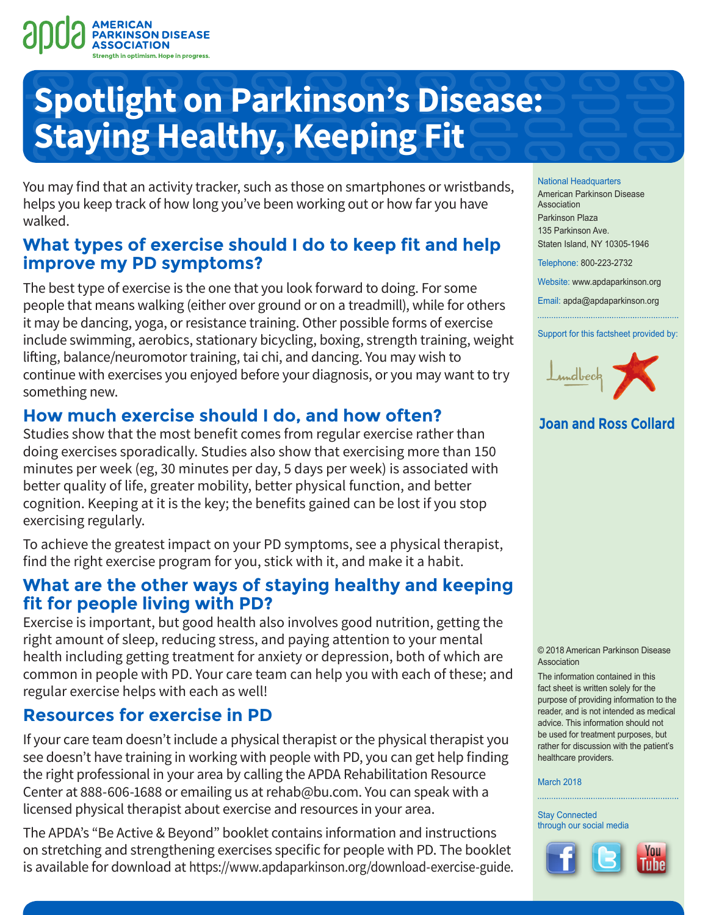# Spotlight on Parkinson's Disease: Staying Healthy, Keeping Fit

You may find that an activity tracker, such as those on smartphones or wristbands, helps you keep track of how long you've been working out or how far you have walked.

## What types of exercise should I do to keep fit and help improve my PD symptoms?

The best type of exercise is the one that you look forward to doing. For some people that means walking (either over ground or on a treadmill), while for others it may be dancing, yoga, or resistance training. Other possible forms of exercise include swimming, aerobics, stationary bicycling, boxing, strength training, weight lifting, balance/neuromotor training, tai chi, and dancing. You may wish to continue with exercises you enjoyed before your diagnosis, or you may want to try something new.

## How much exercise should I do, and how often?

Studies show that the most benefit comes from regular exercise rather than doing exercises sporadically. Studies also show that exercising more than 150 minutes per week (eg, 30 minutes per day, 5 days per week) is associated with better quality of life, greater mobility, better physical function, and better cognition. Keeping at it is the key; the benefits gained can be lost if you stop exercising regularly.

To achieve the greatest impact on your PD symptoms, see a physical therapist, find the right exercise program for you, stick with it, and make it a habit.

## What are the other ways of staying healthy and keeping fit for people living with PD?

Exercise is important, but good health also involves good nutrition, getting the right amount of sleep, reducing stress, and paying attention to your mental health including getting treatment for anxiety or depression, both of which are common in people with PD. Your care team can help you with each of these; and regular exercise helps with each as well!

## Resources for exercise in PD

If your care team doesn't include a physical therapist or the physical therapist you see doesn't have training in working with people with PD, you can get help finding the right professional in your area by calling the APDA Rehabilitation Resource Center at 888-606-1688 or emailing us at rehab@bu.com. You can speak with a licensed physical therapist about exercise and resources in your area.

The APDA's "Be Active & Beyond" booklet contains information and instructions on stretching and strengthening exercises specific for people with PD. The booklet is available for download at https://www.apdaparkinson.org/download-exercise-guide.

---

National Headquarters
American Parkinson Disease Association
Parkinson Plaza
135 Parkinson Ave.
Staten Island, NY 10305-1946

Telephone: 800-223-2732

Website: www.apdaparkinson.org

Email: apda@apdaparkinson.org

Support for this factsheet provided by:

Lundbeck

Joan and Ross Collard

© 2018 American Parkinson Disease Association

The information contained in this fact sheet is written solely for the purpose of providing information to the reader, and is not intended as medical advice. This information should not be used for treatment purposes, but rather for discussion with the patient's healthcare providers.

March 2018

Stay Connected through our social media